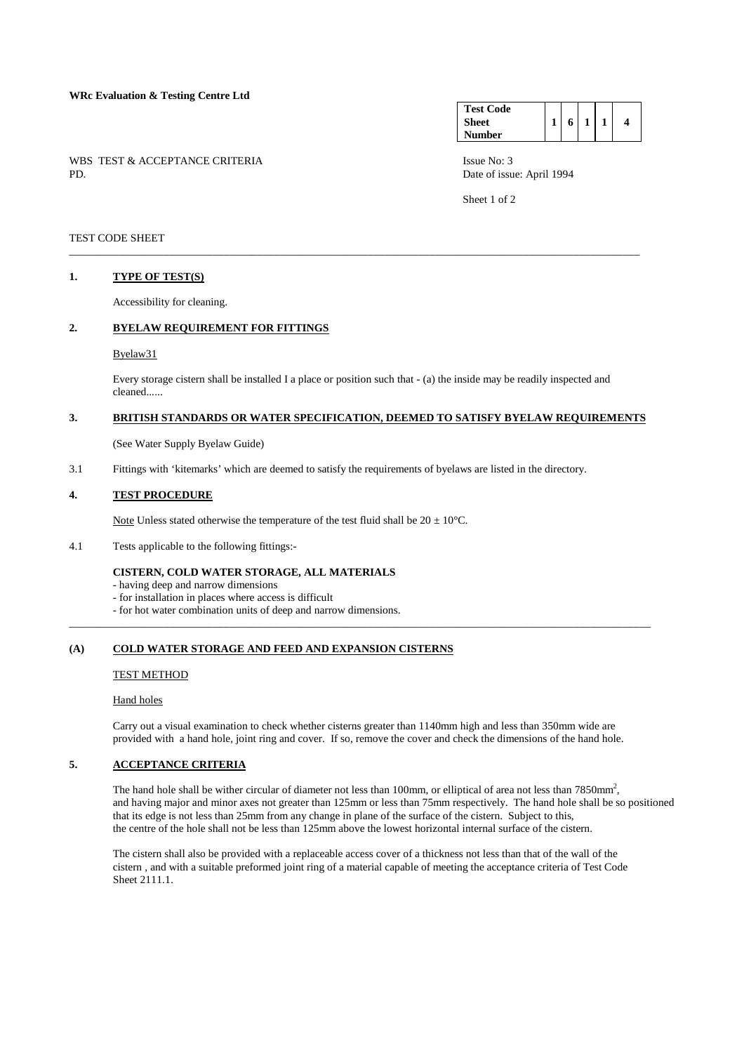**WRc Evaluation & Testing Centre Ltd**

| **Test Code Sheet Number** | 1 | 6 | 1 | 1 | 4 |
|---|---|---|---|---|---|

WBS TEST & ACCEPTANCE CRITERIA
PD.

Issue No: 3
Date of issue: April 1994

TEST CODE SHEET

---

## 1. TYPE OF TEST(S)

Accessibility for cleaning.

## 2. BYELAW REQUIREMENT FOR FITTINGS

Byelaw31

Every storage cistern shall be installed I a place or position such that - (a) the inside may be readily inspected and cleaned......

## 3. BRITISH STANDARDS OR WATER SPECIFICATION, DEEMED TO SATISFY BYELAW REQUIREMENTS

(See Water Supply Byelaw Guide)

3.1 Fittings with 'kitemarks' which are deemed to satisfy the requirements of byelaws are listed in the directory.

## 4. TEST PROCEDURE

Note Unless stated otherwise the temperature of the test fluid shall be 20 ± 10°C.

4.1 Tests applicable to the following fittings:-

**CISTERN, COLD WATER STORAGE, ALL MATERIALS**

- having deep and narrow dimensions
- for installation in places where access is difficult
- for hot water combination units of deep and narrow dimensions.

---

## (A) COLD WATER STORAGE AND FEED AND EXPANSION CISTERNS

TEST METHOD

Hand holes

Carry out a visual examination to check whether cisterns greater than 1140mm high and less than 350mm wide are provided with a hand hole, joint ring and cover. If so, remove the cover and check the dimensions of the hand hole.

## 5. ACCEPTANCE CRITERIA

The hand hole shall be wither circular of diameter not less than 100mm, or elliptical of area not less than 7850mm$^2$, and having major and minor axes not greater than 125mm or less than 75mm respectively. The hand hole shall be so positioned that its edge is not less than 25mm from any change in plane of the surface of the cistern. Subject to this, the centre of the hole shall not be less than 125mm above the lowest horizontal internal surface of the cistern.

The cistern shall also be provided with a replaceable access cover of a thickness not less than that of the wall of the cistern , and with a suitable preformed joint ring of a material capable of meeting the acceptance criteria of Test Code Sheet 2111.1.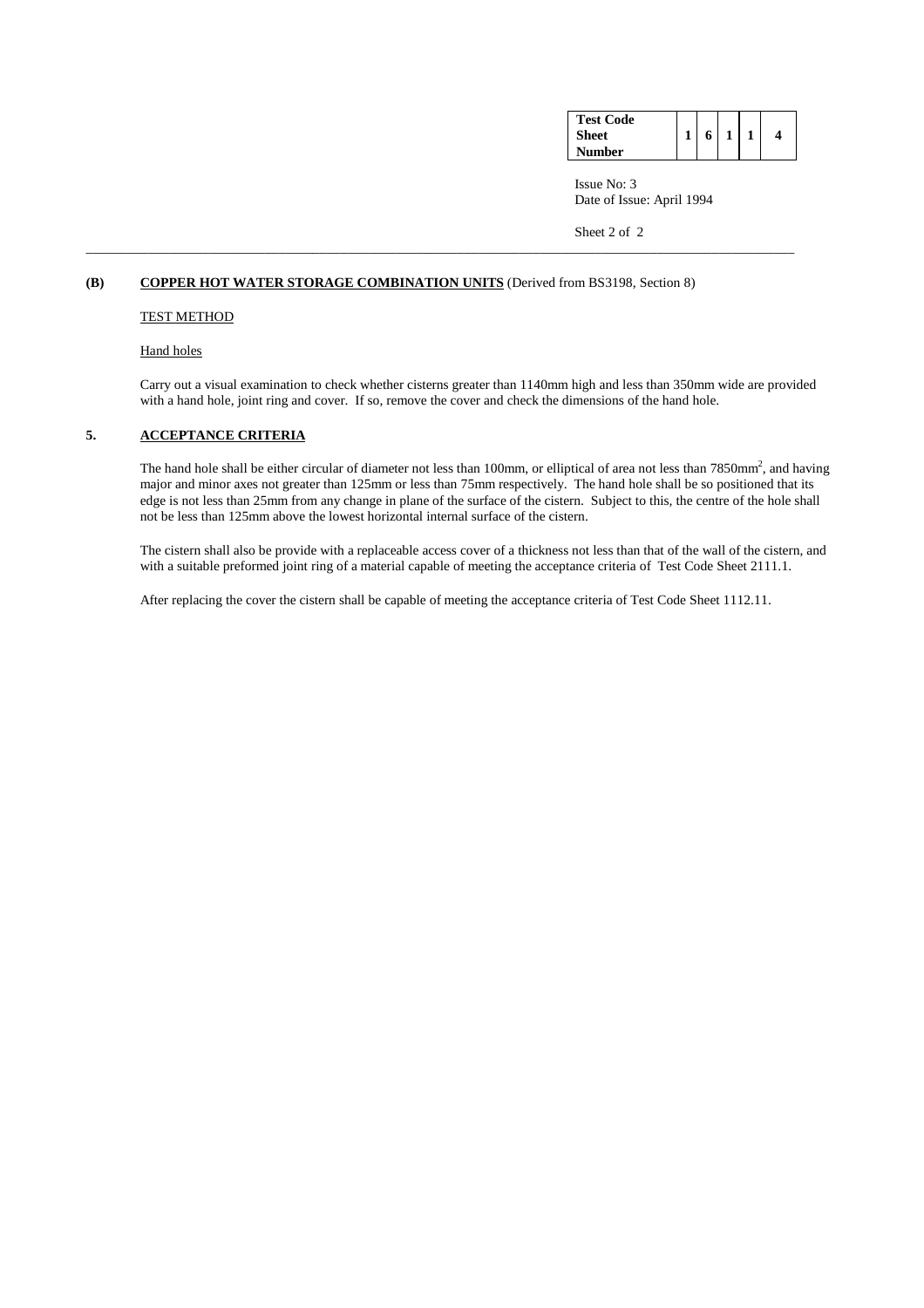| Test Code Sheet Number | 1 | 6 | 1 | 1 | 4 |
|---|---|---|---|---|---|

Issue No: 3
Date of Issue: April 1994

## (B) COPPER HOT WATER STORAGE COMBINATION UNITS (Derived from BS3198, Section 8)

TEST METHOD

Hand holes

Carry out a visual examination to check whether cisterns greater than 1140mm high and less than 350mm wide are provided with a hand hole, joint ring and cover. If so, remove the cover and check the dimensions of the hand hole.

## 5. ACCEPTANCE CRITERIA

The hand hole shall be either circular of diameter not less than 100mm, or elliptical of area not less than 7850mm$^2$, and having major and minor axes not greater than 125mm or less than 75mm respectively. The hand hole shall be so positioned that its edge is not less than 25mm from any change in plane of the surface of the cistern. Subject to this, the centre of the hole shall not be less than 125mm above the lowest horizontal internal surface of the cistern.

The cistern shall also be provide with a replaceable access cover of a thickness not less than that of the wall of the cistern, and with a suitable preformed joint ring of a material capable of meeting the acceptance criteria of Test Code Sheet 2111.1.

After replacing the cover the cistern shall be capable of meeting the acceptance criteria of Test Code Sheet 1112.11.